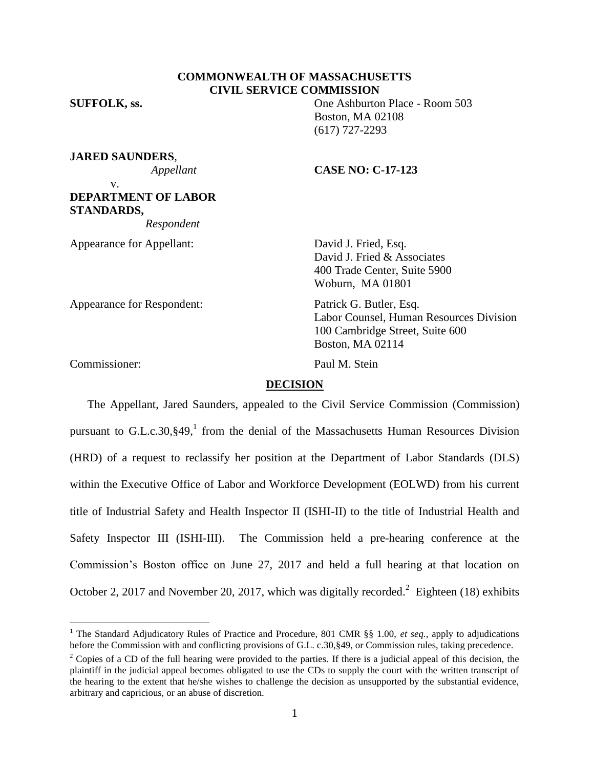**COMMONWEALTH OF MASSACHUSETTS**
**CIVIL SERVICE COMMISSION**

**SUFFOLK, ss.**

One Ashburton Place - Room 503
Boston, MA 02108
(617) 727-2293

**JARED SAUNDERS**,
*Appellant*

v.

**DEPARTMENT OF LABOR STANDARDS,**
*Respondent*

**CASE NO: C-17-123**

Appearance for Appellant:

David J. Fried, Esq.
David J. Fried & Associates
400 Trade Center, Suite 5900
Woburn, MA 01801

Appearance for Respondent:

Patrick G. Butler, Esq.
Labor Counsel, Human Resources Division
100 Cambridge Street, Suite 600
Boston, MA 02114

Commissioner:

Paul M. Stein

**DECISION**

The Appellant, Jared Saunders, appealed to the Civil Service Commission (Commission) pursuant to G.L.c.30,§49,[1] from the denial of the Massachusetts Human Resources Division (HRD) of a request to reclassify her position at the Department of Labor Standards (DLS) within the Executive Office of Labor and Workforce Development (EOLWD) from his current title of Industrial Safety and Health Inspector II (ISHI-II) to the title of Industrial Health and Safety Inspector III (ISHI-III). The Commission held a pre-hearing conference at the Commission's Boston office on June 27, 2017 and held a full hearing at that location on October 2, 2017 and November 20, 2017, which was digitally recorded.[2] Eighteen (18) exhibits

[1] The Standard Adjudicatory Rules of Practice and Procedure, 801 CMR §§ 1.00, *et seq.*, apply to adjudications before the Commission with and conflicting provisions of G.L. c.30,§49, or Commission rules, taking precedence.

[2] Copies of a CD of the full hearing were provided to the parties. If there is a judicial appeal of this decision, the plaintiff in the judicial appeal becomes obligated to use the CDs to supply the court with the written transcript of the hearing to the extent that he/she wishes to challenge the decision as unsupported by the substantial evidence, arbitrary and capricious, or an abuse of discretion.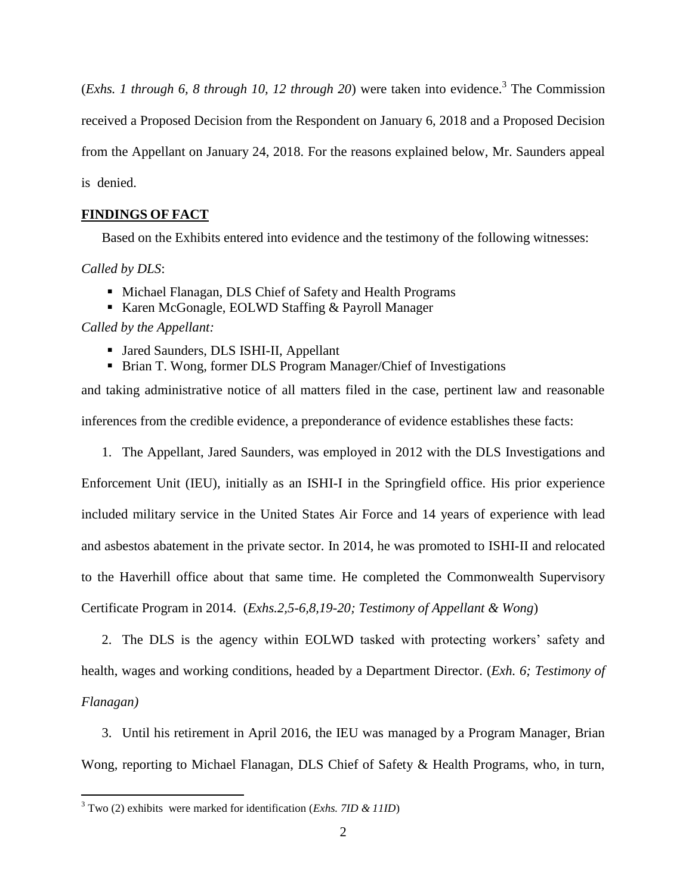(*Exhs. 1 through 6, 8 through 10, 12 through 20*) were taken into evidence.[3] The Commission received a Proposed Decision from the Respondent on January 6, 2018 and a Proposed Decision from the Appellant on January 24, 2018. For the reasons explained below, Mr. Saunders appeal is denied.

## **FINDINGS OF FACT**

Based on the Exhibits entered into evidence and the testimony of the following witnesses:

*Called by DLS*:

- Michael Flanagan, DLS Chief of Safety and Health Programs
- Karen McGonagle, EOLWD Staffing & Payroll Manager

*Called by the Appellant:*

- Jared Saunders, DLS ISHI-II, Appellant
- Brian T. Wong, former DLS Program Manager/Chief of Investigations

and taking administrative notice of all matters filed in the case, pertinent law and reasonable inferences from the credible evidence, a preponderance of evidence establishes these facts:

1. The Appellant, Jared Saunders, was employed in 2012 with the DLS Investigations and Enforcement Unit (IEU), initially as an ISHI-I in the Springfield office. His prior experience included military service in the United States Air Force and 14 years of experience with lead and asbestos abatement in the private sector. In 2014, he was promoted to ISHI-II and relocated to the Haverhill office about that same time. He completed the Commonwealth Supervisory Certificate Program in 2014. (*Exhs.2,5-6,8,19-20; Testimony of Appellant & Wong*)

2. The DLS is the agency within EOLWD tasked with protecting workers' safety and health, wages and working conditions, headed by a Department Director. (*Exh. 6; Testimony of Flanagan)*

3. Until his retirement in April 2016, the IEU was managed by a Program Manager, Brian Wong, reporting to Michael Flanagan, DLS Chief of Safety & Health Programs, who, in turn,

[3] Two (2) exhibits were marked for identification (*Exhs. 7ID & 11ID*)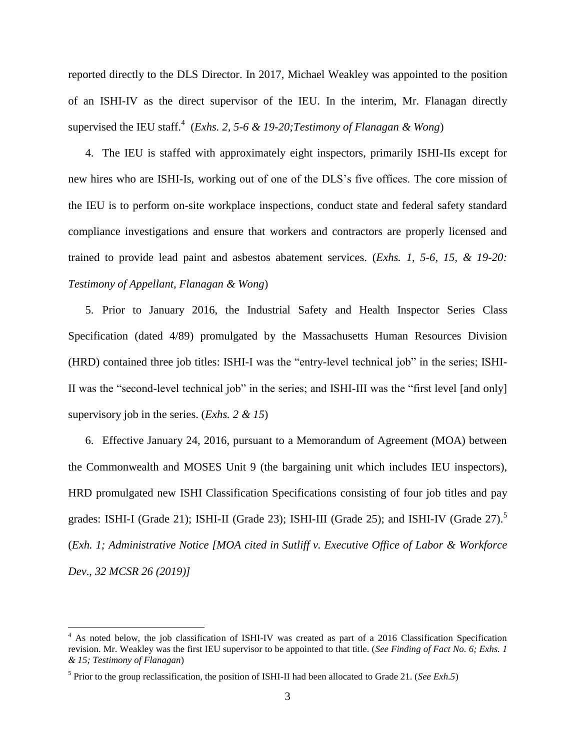reported directly to the DLS Director. In 2017, Michael Weakley was appointed to the position of an ISHI-IV as the direct supervisor of the IEU. In the interim, Mr. Flanagan directly supervised the IEU staff.[4] (*Exhs. 2, 5-6 & 19-20;Testimony of Flanagan & Wong*)

4. The IEU is staffed with approximately eight inspectors, primarily ISHI-IIs except for new hires who are ISHI-Is, working out of one of the DLS's five offices. The core mission of the IEU is to perform on-site workplace inspections, conduct state and federal safety standard compliance investigations and ensure that workers and contractors are properly licensed and trained to provide lead paint and asbestos abatement services. (*Exhs. 1, 5-6, 15, & 19-20: Testimony of Appellant, Flanagan & Wong*)

5. Prior to January 2016, the Industrial Safety and Health Inspector Series Class Specification (dated 4/89) promulgated by the Massachusetts Human Resources Division (HRD) contained three job titles: ISHI-I was the "entry-level technical job" in the series; ISHI-II was the "second-level technical job" in the series; and ISHI-III was the "first level [and only] supervisory job in the series. (*Exhs. 2 & 15*)

6. Effective January 24, 2016, pursuant to a Memorandum of Agreement (MOA) between the Commonwealth and MOSES Unit 9 (the bargaining unit which includes IEU inspectors), HRD promulgated new ISHI Classification Specifications consisting of four job titles and pay grades: ISHI-I (Grade 21); ISHI-II (Grade 23); ISHI-III (Grade 25); and ISHI-IV (Grade 27).[5] (*Exh. 1; Administrative Notice [MOA cited in Sutliff v. Executive Office of Labor & Workforce Dev., 32 MCSR 26 (2019)]*

[4] As noted below, the job classification of ISHI-IV was created as part of a 2016 Classification Specification revision. Mr. Weakley was the first IEU supervisor to be appointed to that title. (*See Finding of Fact No. 6; Exhs. 1 & 15; Testimony of Flanagan*)

[5] Prior to the group reclassification, the position of ISHI-II had been allocated to Grade 21. (*See Exh.5*)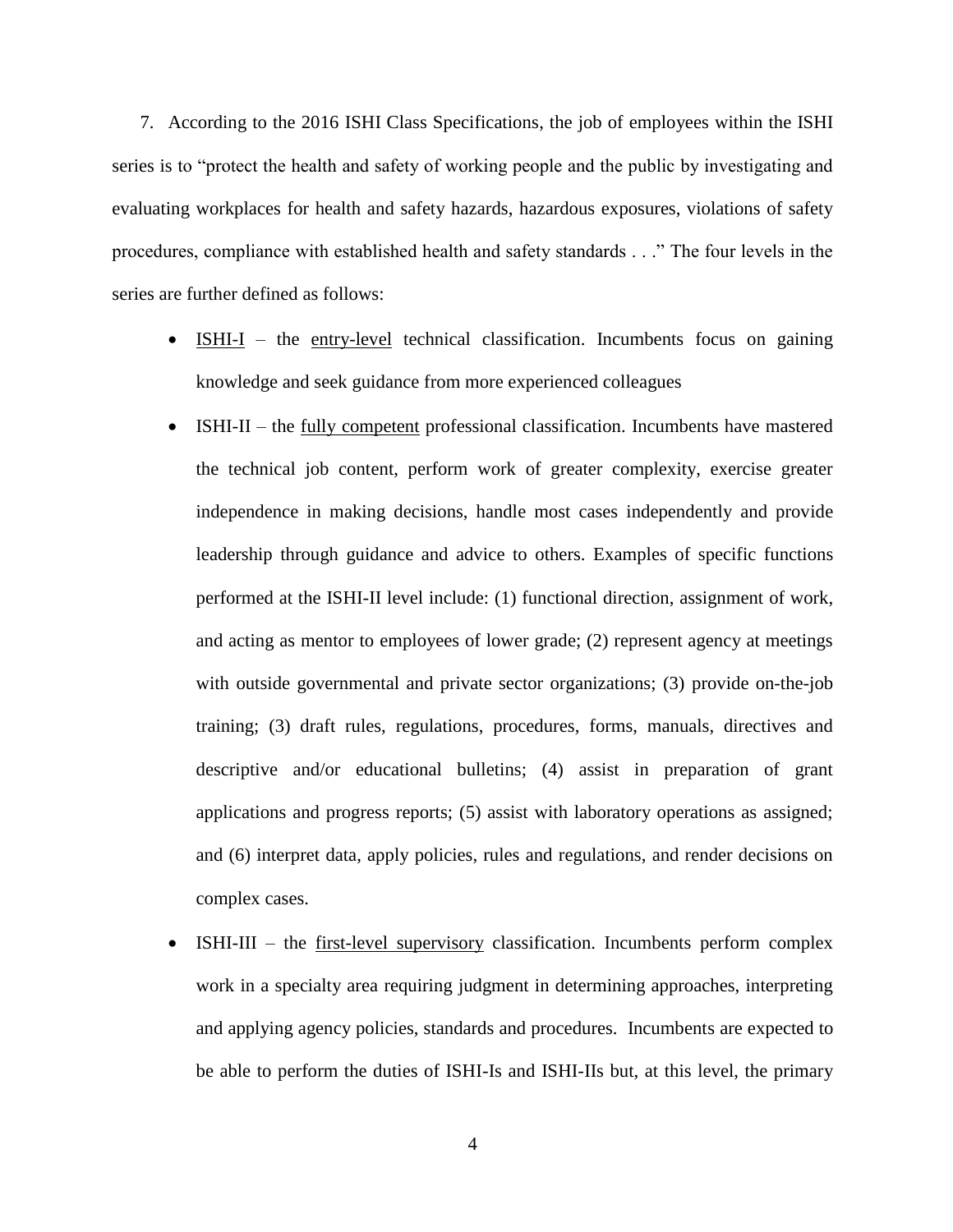7. According to the 2016 ISHI Class Specifications, the job of employees within the ISHI series is to "protect the health and safety of working people and the public by investigating and evaluating workplaces for health and safety hazards, hazardous exposures, violations of safety procedures, compliance with established health and safety standards . . ." The four levels in the series are further defined as follows:

- <u>ISHI-I</u> – the <u>entry-level</u> technical classification. Incumbents focus on gaining knowledge and seek guidance from more experienced colleagues
- ISHI-II – the <u>fully competent</u> professional classification. Incumbents have mastered the technical job content, perform work of greater complexity, exercise greater independence in making decisions, handle most cases independently and provide leadership through guidance and advice to others. Examples of specific functions performed at the ISHI-II level include: (1) functional direction, assignment of work, and acting as mentor to employees of lower grade; (2) represent agency at meetings with outside governmental and private sector organizations; (3) provide on-the-job training; (3) draft rules, regulations, procedures, forms, manuals, directives and descriptive and/or educational bulletins; (4) assist in preparation of grant applications and progress reports; (5) assist with laboratory operations as assigned; and (6) interpret data, apply policies, rules and regulations, and render decisions on complex cases.
- ISHI-III – the <u>first-level supervisory</u> classification. Incumbents perform complex work in a specialty area requiring judgment in determining approaches, interpreting and applying agency policies, standards and procedures. Incumbents are expected to be able to perform the duties of ISHI-Is and ISHI-IIs but, at this level, the primary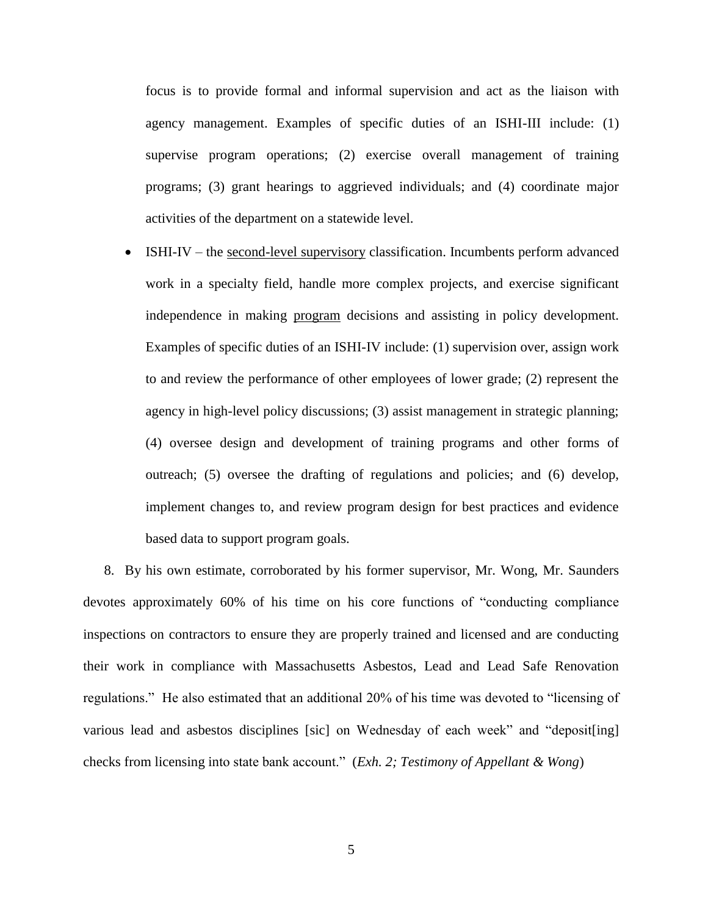focus is to provide formal and informal supervision and act as the liaison with agency management. Examples of specific duties of an ISHI-III include: (1) supervise program operations; (2) exercise overall management of training programs; (3) grant hearings to aggrieved individuals; and (4) coordinate major activities of the department on a statewide level.

- ISHI-IV – the <u>second-level supervisory</u> classification. Incumbents perform advanced work in a specialty field, handle more complex projects, and exercise significant independence in making <u>program</u> decisions and assisting in policy development. Examples of specific duties of an ISHI-IV include: (1) supervision over, assign work to and review the performance of other employees of lower grade; (2) represent the agency in high-level policy discussions; (3) assist management in strategic planning; (4) oversee design and development of training programs and other forms of outreach; (5) oversee the drafting of regulations and policies; and (6) develop, implement changes to, and review program design for best practices and evidence based data to support program goals.

8. By his own estimate, corroborated by his former supervisor, Mr. Wong, Mr. Saunders devotes approximately 60% of his time on his core functions of "conducting compliance inspections on contractors to ensure they are properly trained and licensed and are conducting their work in compliance with Massachusetts Asbestos, Lead and Lead Safe Renovation regulations." He also estimated that an additional 20% of his time was devoted to "licensing of various lead and asbestos disciplines [sic] on Wednesday of each week" and "deposit[ing] checks from licensing into state bank account." (*Exh. 2; Testimony of Appellant & Wong*)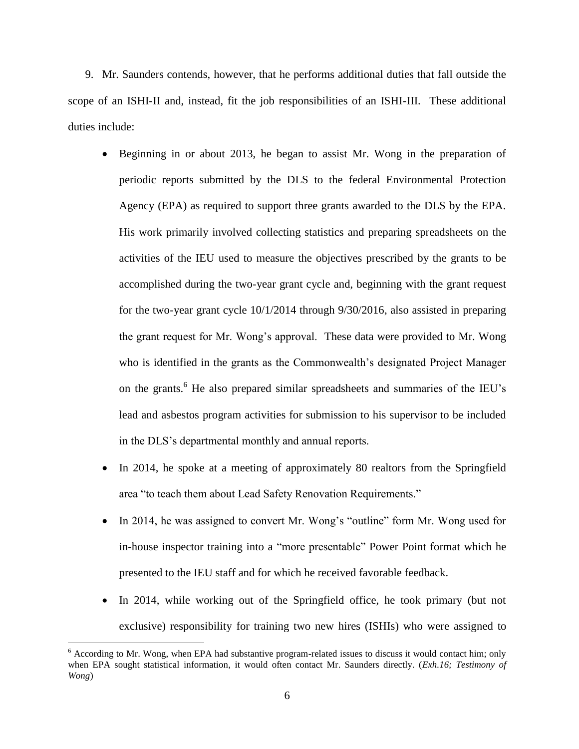9. Mr. Saunders contends, however, that he performs additional duties that fall outside the scope of an ISHI-II and, instead, fit the job responsibilities of an ISHI-III. These additional duties include:

- Beginning in or about 2013, he began to assist Mr. Wong in the preparation of periodic reports submitted by the DLS to the federal Environmental Protection Agency (EPA) as required to support three grants awarded to the DLS by the EPA. His work primarily involved collecting statistics and preparing spreadsheets on the activities of the IEU used to measure the objectives prescribed by the grants to be accomplished during the two-year grant cycle and, beginning with the grant request for the two-year grant cycle 10/1/2014 through 9/30/2016, also assisted in preparing the grant request for Mr. Wong's approval. These data were provided to Mr. Wong who is identified in the grants as the Commonwealth's designated Project Manager on the grants.[6] He also prepared similar spreadsheets and summaries of the IEU's lead and asbestos program activities for submission to his supervisor to be included in the DLS's departmental monthly and annual reports.
- In 2014, he spoke at a meeting of approximately 80 realtors from the Springfield area "to teach them about Lead Safety Renovation Requirements."
- In 2014, he was assigned to convert Mr. Wong's "outline" form Mr. Wong used for in-house inspector training into a "more presentable" Power Point format which he presented to the IEU staff and for which he received favorable feedback.
- In 2014, while working out of the Springfield office, he took primary (but not exclusive) responsibility for training two new hires (ISHIs) who were assigned to

[6] According to Mr. Wong, when EPA had substantive program-related issues to discuss it would contact him; only when EPA sought statistical information, it would often contact Mr. Saunders directly. (*Exh.16; Testimony of Wong*)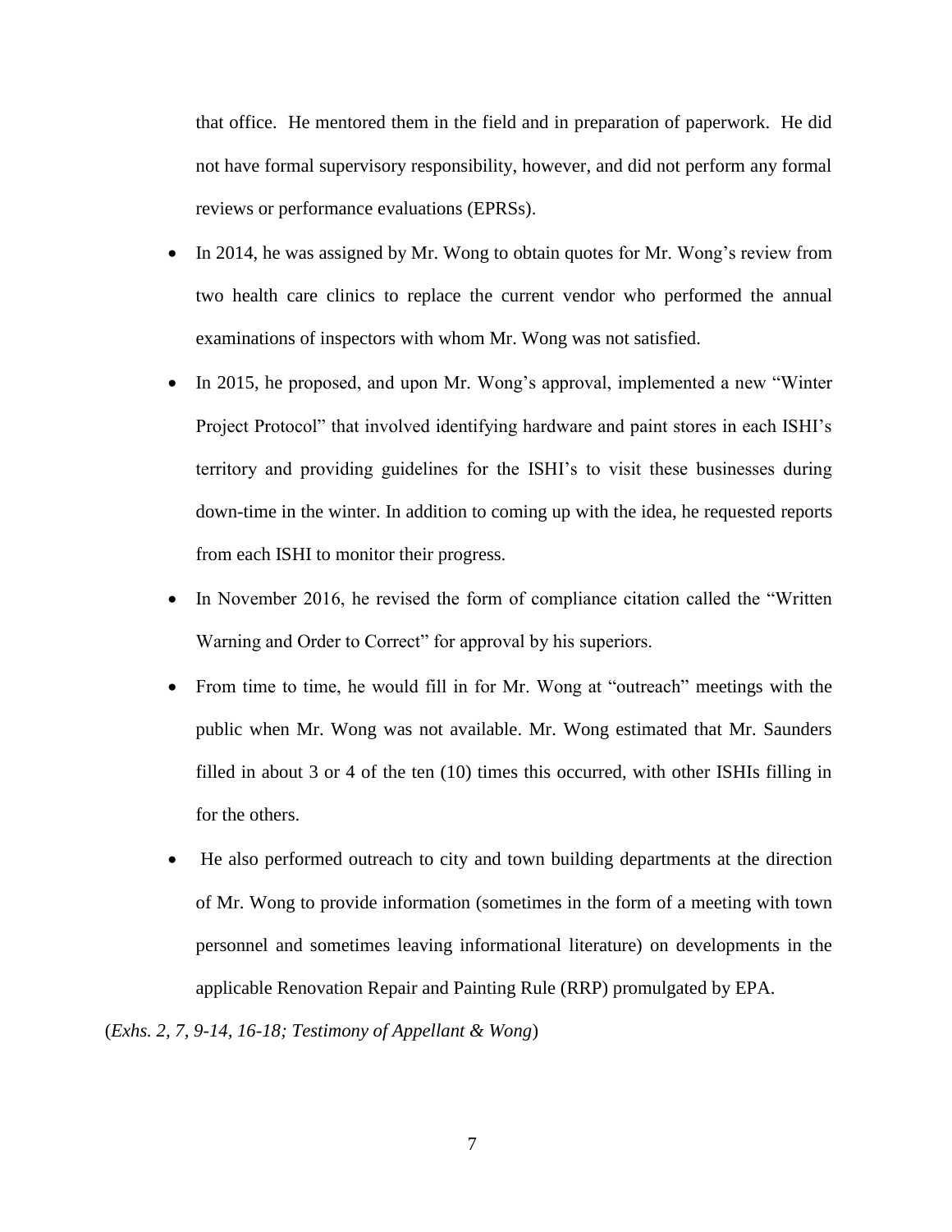that office. He mentored them in the field and in preparation of paperwork. He did not have formal supervisory responsibility, however, and did not perform any formal reviews or performance evaluations (EPRSs).

- In 2014, he was assigned by Mr. Wong to obtain quotes for Mr. Wong's review from two health care clinics to replace the current vendor who performed the annual examinations of inspectors with whom Mr. Wong was not satisfied.
- In 2015, he proposed, and upon Mr. Wong's approval, implemented a new "Winter Project Protocol" that involved identifying hardware and paint stores in each ISHI's territory and providing guidelines for the ISHI's to visit these businesses during down-time in the winter. In addition to coming up with the idea, he requested reports from each ISHI to monitor their progress.
- In November 2016, he revised the form of compliance citation called the "Written Warning and Order to Correct" for approval by his superiors.
- From time to time, he would fill in for Mr. Wong at "outreach" meetings with the public when Mr. Wong was not available. Mr. Wong estimated that Mr. Saunders filled in about 3 or 4 of the ten (10) times this occurred, with other ISHIs filling in for the others.
- He also performed outreach to city and town building departments at the direction of Mr. Wong to provide information (sometimes in the form of a meeting with town personnel and sometimes leaving informational literature) on developments in the applicable Renovation Repair and Painting Rule (RRP) promulgated by EPA.

(*Exhs. 2, 7, 9-14, 16-18; Testimony of Appellant & Wong*)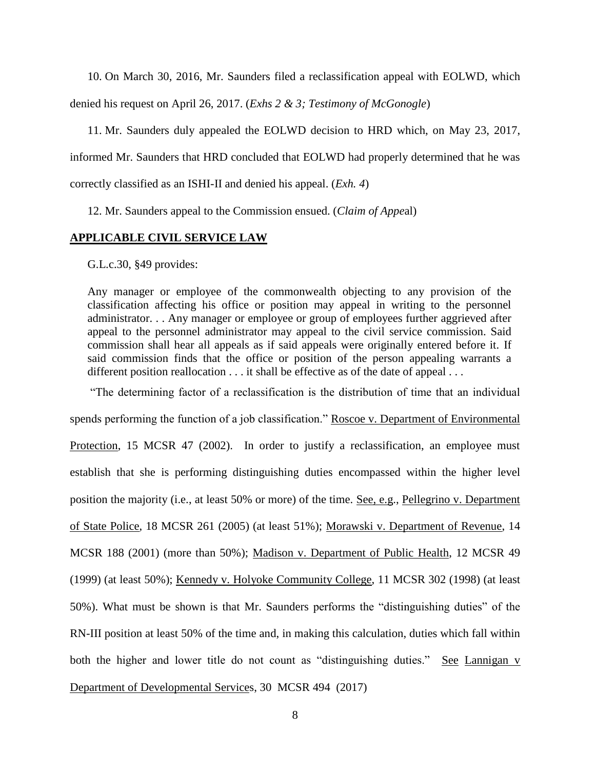10. On March 30, 2016, Mr. Saunders filed a reclassification appeal with EOLWD, which denied his request on April 26, 2017. (*Exhs 2 & 3; Testimony of McGonogle*)

11. Mr. Saunders duly appealed the EOLWD decision to HRD which, on May 23, 2017, informed Mr. Saunders that HRD concluded that EOLWD had properly determined that he was correctly classified as an ISHI-II and denied his appeal. (*Exh. 4*)

12. Mr. Saunders appeal to the Commission ensued. (*Claim of Appe*al)

## APPLICABLE CIVIL SERVICE LAW

G.L.c.30, §49 provides:

> Any manager or employee of the commonwealth objecting to any provision of the classification affecting his office or position may appeal in writing to the personnel administrator. . . Any manager or employee or group of employees further aggrieved after appeal to the personnel administrator may appeal to the civil service commission. Said commission shall hear all appeals as if said appeals were originally entered before it. If said commission finds that the office or position of the person appealing warrants a different position reallocation . . . it shall be effective as of the date of appeal . . .

"The determining factor of a reclassification is the distribution of time that an individual spends performing the function of a job classification." Roscoe v. Department of Environmental Protection, 15 MCSR 47 (2002). In order to justify a reclassification, an employee must establish that she is performing distinguishing duties encompassed within the higher level position the majority (i.e., at least 50% or more) of the time. See, e.g., Pellegrino v. Department of State Police, 18 MCSR 261 (2005) (at least 51%); Morawski v. Department of Revenue, 14 MCSR 188 (2001) (more than 50%); Madison v. Department of Public Health, 12 MCSR 49 (1999) (at least 50%); Kennedy v. Holyoke Community College, 11 MCSR 302 (1998) (at least 50%). What must be shown is that Mr. Saunders performs the "distinguishing duties" of the RN-III position at least 50% of the time and, in making this calculation, duties which fall within both the higher and lower title do not count as "distinguishing duties." See Lannigan v Department of Developmental Services, 30 MCSR 494 (2017)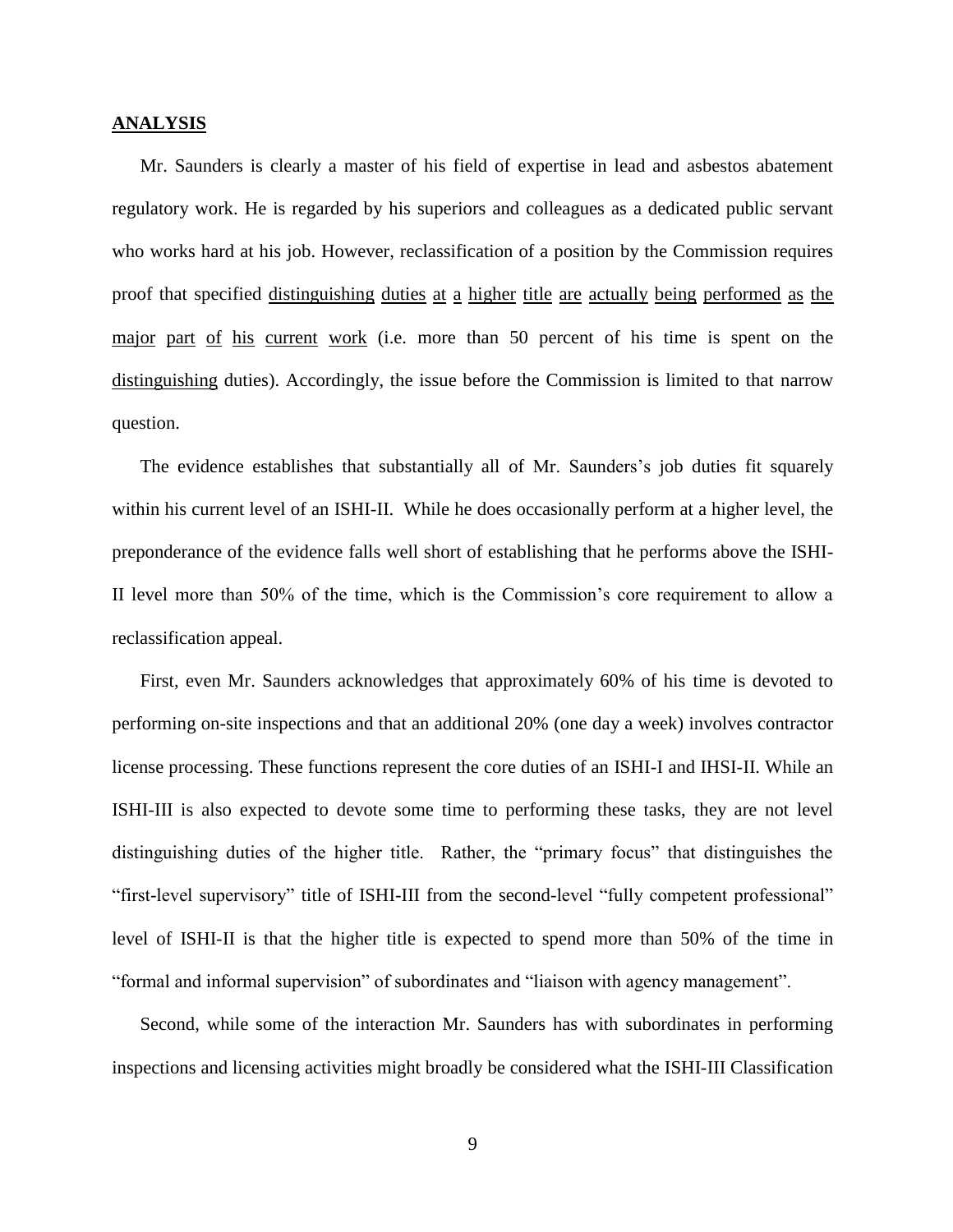## ANALYSIS

Mr. Saunders is clearly a master of his field of expertise in lead and asbestos abatement regulatory work. He is regarded by his superiors and colleagues as a dedicated public servant who works hard at his job. However, reclassification of a position by the Commission requires proof that specified <u>distinguishing duties at a higher title are actually being performed as the major part of his current work</u> (i.e. more than 50 percent of his time is spent on the <u>distinguishing</u> duties). Accordingly, the issue before the Commission is limited to that narrow question.

The evidence establishes that substantially all of Mr. Saunders's job duties fit squarely within his current level of an ISHI-II. While he does occasionally perform at a higher level, the preponderance of the evidence falls well short of establishing that he performs above the ISHI-II level more than 50% of the time, which is the Commission's core requirement to allow a reclassification appeal.

First, even Mr. Saunders acknowledges that approximately 60% of his time is devoted to performing on-site inspections and that an additional 20% (one day a week) involves contractor license processing. These functions represent the core duties of an ISHI-I and IHSI-II. While an ISHI-III is also expected to devote some time to performing these tasks, they are not level distinguishing duties of the higher title. Rather, the "primary focus" that distinguishes the "first-level supervisory" title of ISHI-III from the second-level "fully competent professional" level of ISHI-II is that the higher title is expected to spend more than 50% of the time in "formal and informal supervision" of subordinates and "liaison with agency management".

Second, while some of the interaction Mr. Saunders has with subordinates in performing inspections and licensing activities might broadly be considered what the ISHI-III Classification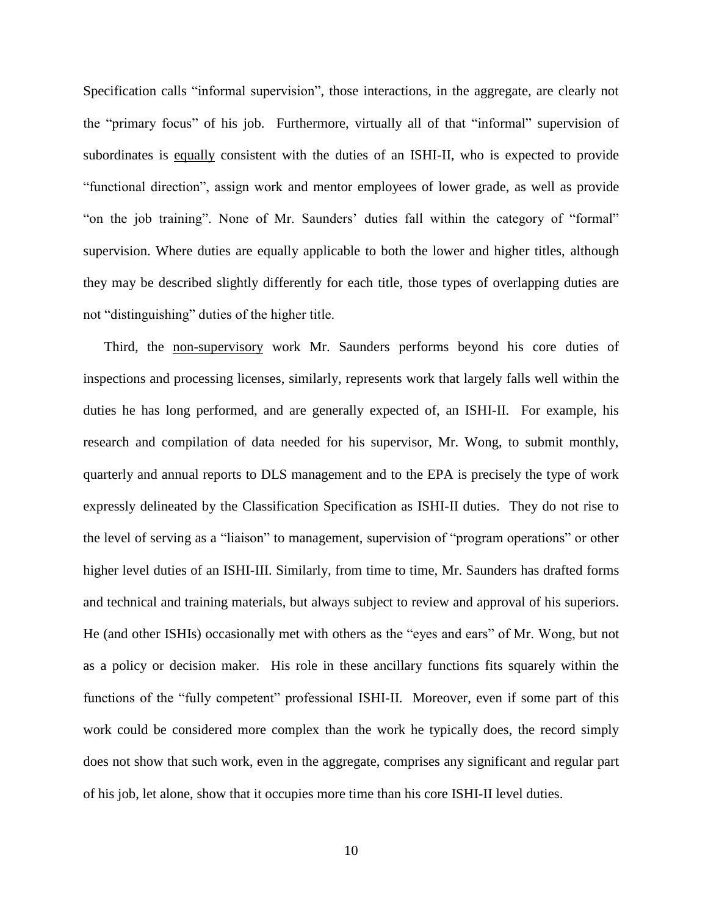Specification calls "informal supervision", those interactions, in the aggregate, are clearly not the "primary focus" of his job. Furthermore, virtually all of that "informal" supervision of subordinates is <u>equally</u> consistent with the duties of an ISHI-II, who is expected to provide "functional direction", assign work and mentor employees of lower grade, as well as provide "on the job training". None of Mr. Saunders' duties fall within the category of "formal" supervision. Where duties are equally applicable to both the lower and higher titles, although they may be described slightly differently for each title, those types of overlapping duties are not "distinguishing" duties of the higher title.

Third, the <u>non-supervisory</u> work Mr. Saunders performs beyond his core duties of inspections and processing licenses, similarly, represents work that largely falls well within the duties he has long performed, and are generally expected of, an ISHI-II. For example, his research and compilation of data needed for his supervisor, Mr. Wong, to submit monthly, quarterly and annual reports to DLS management and to the EPA is precisely the type of work expressly delineated by the Classification Specification as ISHI-II duties. They do not rise to the level of serving as a "liaison" to management, supervision of "program operations" or other higher level duties of an ISHI-III. Similarly, from time to time, Mr. Saunders has drafted forms and technical and training materials, but always subject to review and approval of his superiors. He (and other ISHIs) occasionally met with others as the "eyes and ears" of Mr. Wong, but not as a policy or decision maker. His role in these ancillary functions fits squarely within the functions of the "fully competent" professional ISHI-II. Moreover, even if some part of this work could be considered more complex than the work he typically does, the record simply does not show that such work, even in the aggregate, comprises any significant and regular part of his job, let alone, show that it occupies more time than his core ISHI-II level duties.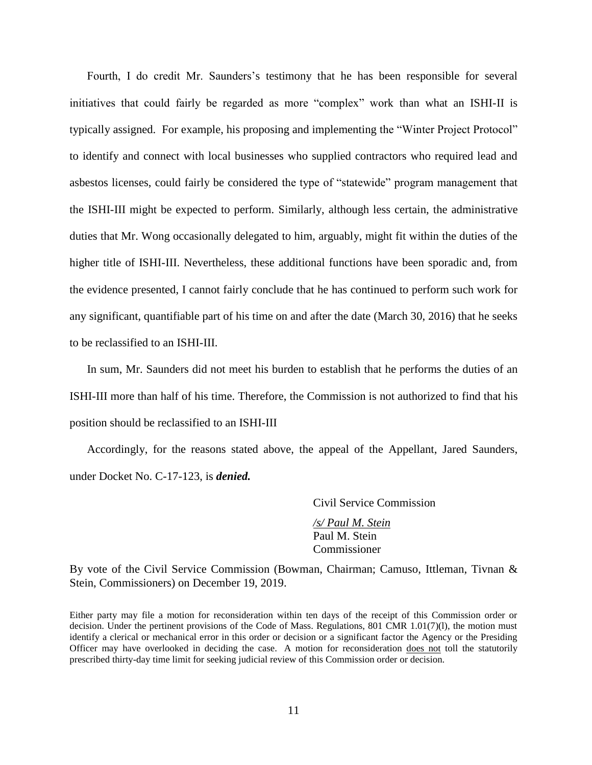Fourth, I do credit Mr. Saunders's testimony that he has been responsible for several initiatives that could fairly be regarded as more "complex" work than what an ISHI-II is typically assigned. For example, his proposing and implementing the "Winter Project Protocol" to identify and connect with local businesses who supplied contractors who required lead and asbestos licenses, could fairly be considered the type of "statewide" program management that the ISHI-III might be expected to perform. Similarly, although less certain, the administrative duties that Mr. Wong occasionally delegated to him, arguably, might fit within the duties of the higher title of ISHI-III. Nevertheless, these additional functions have been sporadic and, from the evidence presented, I cannot fairly conclude that he has continued to perform such work for any significant, quantifiable part of his time on and after the date (March 30, 2016) that he seeks to be reclassified to an ISHI-III.

In sum, Mr. Saunders did not meet his burden to establish that he performs the duties of an ISHI-III more than half of his time. Therefore, the Commission is not authorized to find that his position should be reclassified to an ISHI-III

Accordingly, for the reasons stated above, the appeal of the Appellant, Jared Saunders, under Docket No. C-17-123, is ***denied.***

Civil Service Commission

*/s/ Paul M. Stein*
Paul M. Stein
Commissioner

By vote of the Civil Service Commission (Bowman, Chairman; Camuso, Ittleman, Tivnan & Stein, Commissioners) on December 19, 2019.

Either party may file a motion for reconsideration within ten days of the receipt of this Commission order or decision. Under the pertinent provisions of the Code of Mass. Regulations, 801 CMR 1.01(7)(l), the motion must identify a clerical or mechanical error in this order or decision or a significant factor the Agency or the Presiding Officer may have overlooked in deciding the case. A motion for reconsideration does not toll the statutorily prescribed thirty-day time limit for seeking judicial review of this Commission order or decision.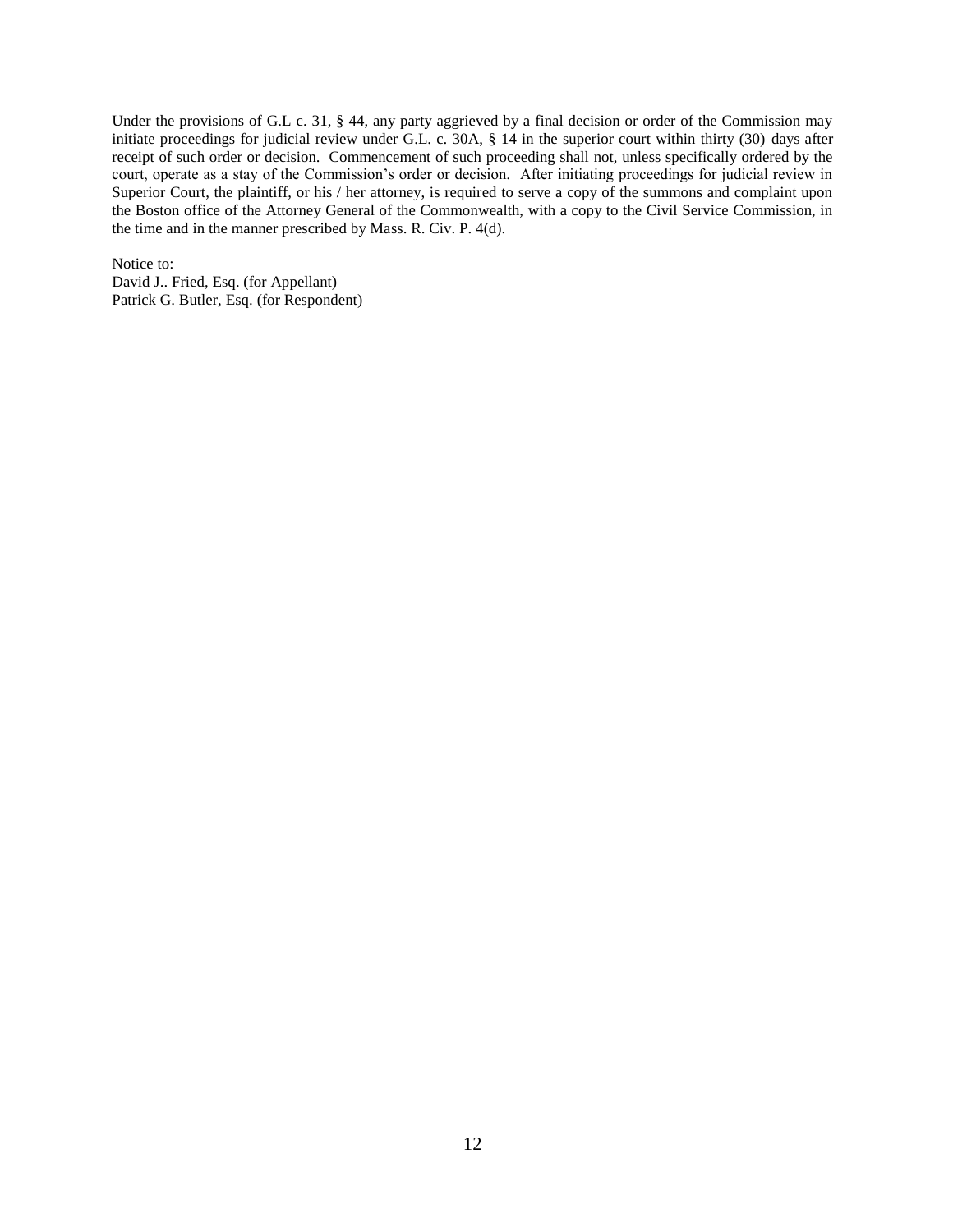Under the provisions of G.L c. 31, § 44, any party aggrieved by a final decision or order of the Commission may initiate proceedings for judicial review under G.L. c. 30A, § 14 in the superior court within thirty (30) days after receipt of such order or decision. Commencement of such proceeding shall not, unless specifically ordered by the court, operate as a stay of the Commission's order or decision. After initiating proceedings for judicial review in Superior Court, the plaintiff, or his / her attorney, is required to serve a copy of the summons and complaint upon the Boston office of the Attorney General of the Commonwealth, with a copy to the Civil Service Commission, in the time and in the manner prescribed by Mass. R. Civ. P. 4(d).

Notice to:
David J.. Fried, Esq. (for Appellant)
Patrick G. Butler, Esq. (for Respondent)